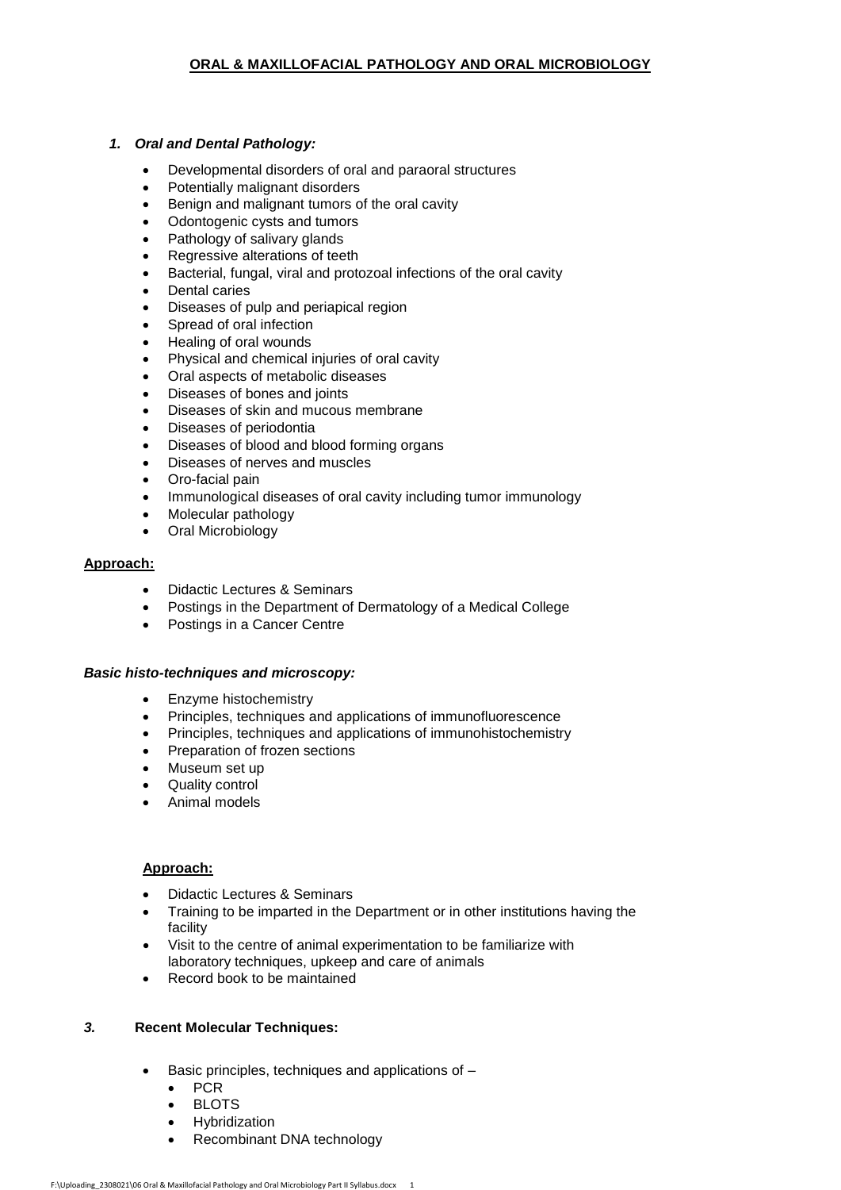# ORAL & MAXILLOFACIAL PATHOLOGY AND ORAL MICROBIOLOGY

## *1. Oral and Dental Pathology:*

- Developmental disorders of oral and paraoral structures
- Potentially malignant disorders
- Benign and malignant tumors of the oral cavity
- Odontogenic cysts and tumors
- Pathology of salivary glands
- Regressive alterations of teeth
- Bacterial, fungal, viral and protozoal infections of the oral cavity
- Dental caries
- Diseases of pulp and periapical region
- Spread of oral infection
- Healing of oral wounds
- Physical and chemical injuries of oral cavity
- Oral aspects of metabolic diseases
- Diseases of bones and joints
- Diseases of skin and mucous membrane
- Diseases of periodontia
- Diseases of blood and blood forming organs
- Diseases of nerves and muscles
- Oro-facial pain
- Immunological diseases of oral cavity including tumor immunology
- Molecular pathology
- Oral Microbiology

**Approach:**

- Didactic Lectures & Seminars
- Postings in the Department of Dermatology of a Medical College
- Postings in a Cancer Centre

### *Basic histo-techniques and microscopy:*

- Enzyme histochemistry
- Principles, techniques and applications of immunofluorescence
- Principles, techniques and applications of immunohistochemistry
- Preparation of frozen sections
- Museum set up
- Quality control
- Animal models

**Approach:**

- Didactic Lectures & Seminars
- Training to be imparted in the Department or in other institutions having the facility
- Visit to the centre of animal experimentation to be familiarize with laboratory techniques, upkeep and care of animals
- Record book to be maintained

## *3.* Recent Molecular Techniques:

- Basic principles, techniques and applications of –
  - PCR
  - BLOTS
  - Hybridization
  - Recombinant DNA technology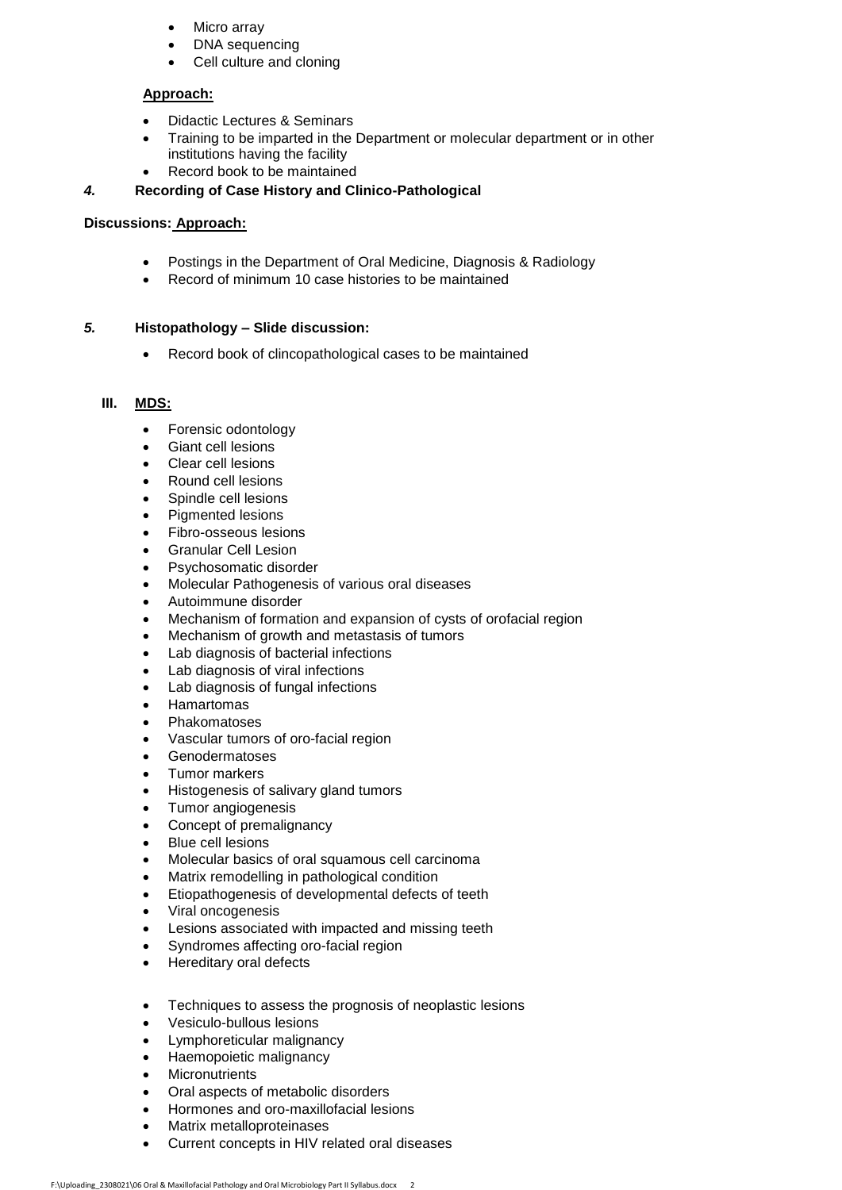- Micro array
- DNA sequencing
- Cell culture and cloning

**Approach:**

- Didactic Lectures & Seminars
- Training to be imparted in the Department or molecular department or in other institutions having the facility
- Record book to be maintained

***4.*** **Recording of Case History and Clinico-Pathological**

**Discussions: Approach:**

- Postings in the Department of Oral Medicine, Diagnosis & Radiology
- Record of minimum 10 case histories to be maintained

***5.*** **Histopathology – Slide discussion:**

- Record book of clincopathological cases to be maintained

**III. MDS:**

- Forensic odontology
- Giant cell lesions
- Clear cell lesions
- Round cell lesions
- Spindle cell lesions
- Pigmented lesions
- Fibro-osseous lesions
- Granular Cell Lesion
- Psychosomatic disorder
- Molecular Pathogenesis of various oral diseases
- Autoimmune disorder
- Mechanism of formation and expansion of cysts of orofacial region
- Mechanism of growth and metastasis of tumors
- Lab diagnosis of bacterial infections
- Lab diagnosis of viral infections
- Lab diagnosis of fungal infections
- Hamartomas
- Phakomatoses
- Vascular tumors of oro-facial region
- Genodermatoses
- Tumor markers
- Histogenesis of salivary gland tumors
- Tumor angiogenesis
- Concept of premalignancy
- Blue cell lesions
- Molecular basics of oral squamous cell carcinoma
- Matrix remodelling in pathological condition
- Etiopathogenesis of developmental defects of teeth
- Viral oncogenesis
- Lesions associated with impacted and missing teeth
- Syndromes affecting oro-facial region
- Hereditary oral defects

- Techniques to assess the prognosis of neoplastic lesions
- Vesiculo-bullous lesions
- Lymphoreticular malignancy
- Haemopoietic malignancy
- Micronutrients
- Oral aspects of metabolic disorders
- Hormones and oro-maxillofacial lesions
- Matrix metalloproteinases
- Current concepts in HIV related oral diseases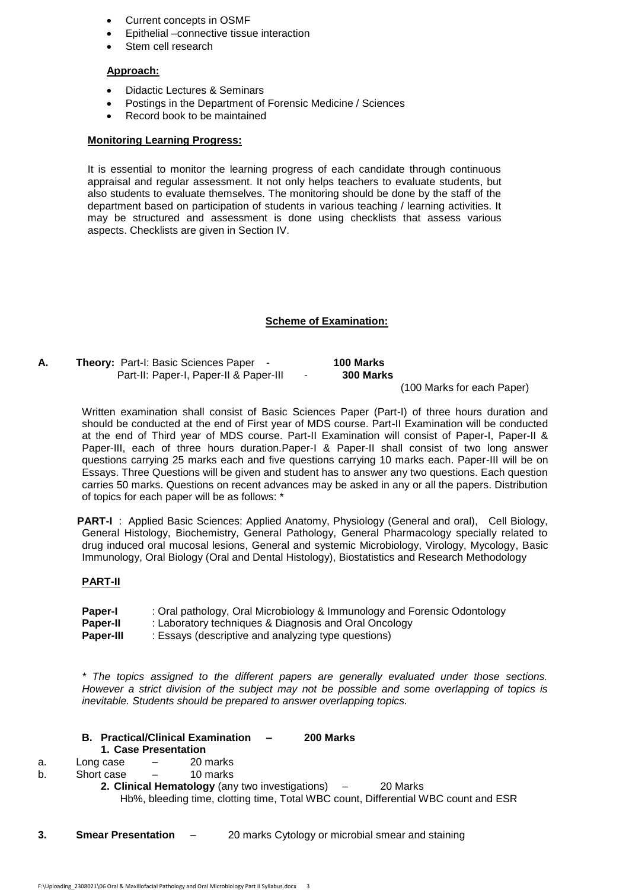- Current concepts in OSMF
- Epithelial –connective tissue interaction
- Stem cell research

**Approach:**

- Didactic Lectures & Seminars
- Postings in the Department of Forensic Medicine / Sciences
- Record book to be maintained

**Monitoring Learning Progress:**

It is essential to monitor the learning progress of each candidate through continuous appraisal and regular assessment. It not only helps teachers to evaluate students, but also students to evaluate themselves. The monitoring should be done by the staff of the department based on participation of students in various teaching / learning activities. It may be structured and assessment is done using checklists that assess various aspects. Checklists are given in Section IV.

## Scheme of Examination:

**A. Theory:** Part-I: Basic Sciences Paper - **100 Marks**
Part-II: Paper-I, Paper-II & Paper-III - **300 Marks**
(100 Marks for each Paper)

Written examination shall consist of Basic Sciences Paper (Part-I) of three hours duration and should be conducted at the end of First year of MDS course. Part-II Examination will be conducted at the end of Third year of MDS course. Part-II Examination will consist of Paper-I, Paper-II & Paper-III, each of three hours duration.Paper-I & Paper-II shall consist of two long answer questions carrying 25 marks each and five questions carrying 10 marks each. Paper-III will be on Essays. Three Questions will be given and student has to answer any two questions. Each question carries 50 marks. Questions on recent advances may be asked in any or all the papers. Distribution of topics for each paper will be as follows: *

**PART-I** : Applied Basic Sciences: Applied Anatomy, Physiology (General and oral), Cell Biology, General Histology, Biochemistry, General Pathology, General Pharmacology specially related to drug induced oral mucosal lesions, General and systemic Microbiology, Virology, Mycology, Basic Immunology, Oral Biology (Oral and Dental Histology), Biostatistics and Research Methodology

**PART-II**

**Paper-I** : Oral pathology, Oral Microbiology & Immunology and Forensic Odontology
**Paper-II** : Laboratory techniques & Diagnosis and Oral Oncology
**Paper-III** : Essays (descriptive and analyzing type questions)

*\* The topics assigned to the different papers are generally evaluated under those sections. However a strict division of the subject may not be possible and some overlapping of topics is inevitable. Students should be prepared to answer overlapping topics.*

**B. Practical/Clinical Examination – 200 Marks**

**1. Case Presentation**

a. Long case – 20 marks
b. Short case – 10 marks

**2. Clinical Hematology** (any two investigations) – 20 Marks
Hb%, bleeding time, clotting time, Total WBC count, Differential WBC count and ESR

**3. Smear Presentation** – 20 marks Cytology or microbial smear and staining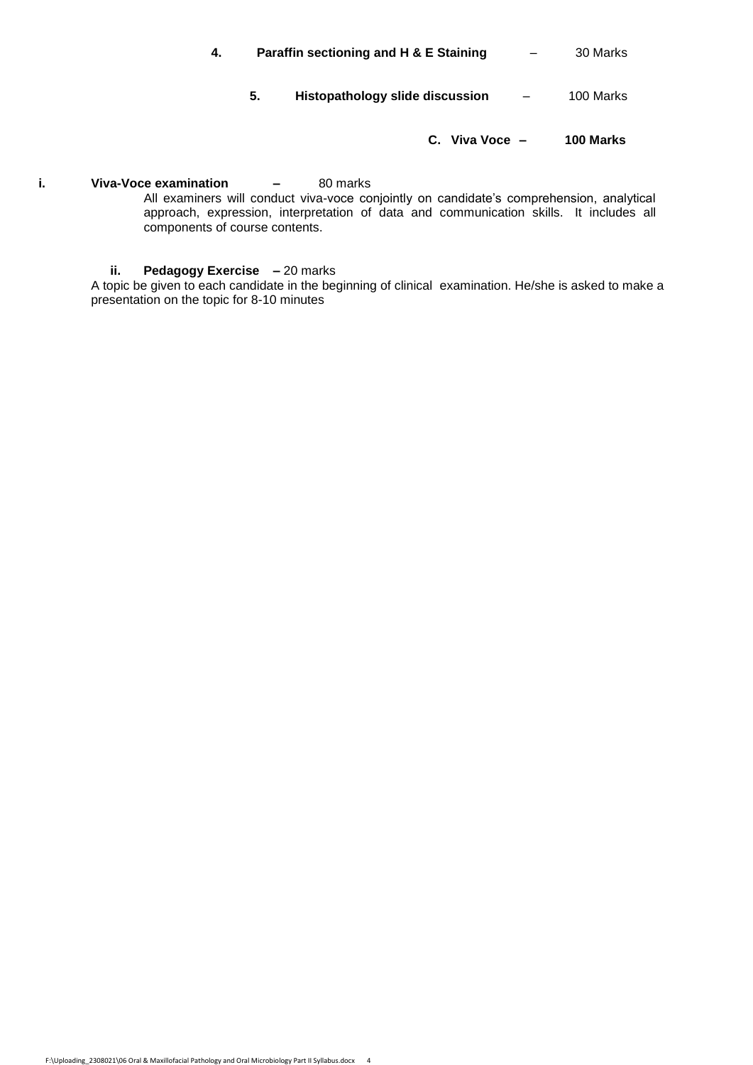4. **Paraffin sectioning and H & E Staining** – 30 Marks

5. **Histopathology slide discussion** – 100 Marks

**C. Viva Voce – 100 Marks**

**i. Viva-Voce examination –** 80 marks

All examiners will conduct viva-voce conjointly on candidate's comprehension, analytical approach, expression, interpretation of data and communication skills. It includes all components of course contents.

**ii. Pedagogy Exercise –** 20 marks

A topic be given to each candidate in the beginning of clinical examination. He/she is asked to make a presentation on the topic for 8-10 minutes